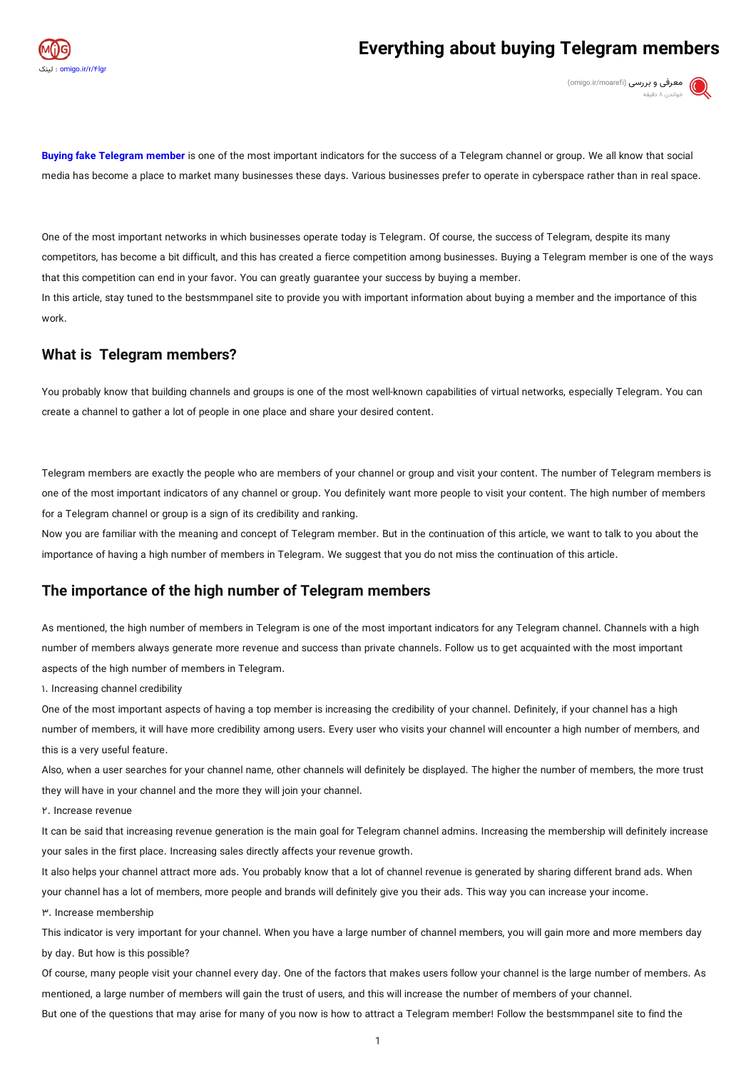# Everything about buying Telegram members

**Buying fake Telegram member** is one of the most important indicators for the success of a Telegram channel or group. We all know that social media has become a place to market many businesses these days. Various businesses prefer to operate in cyberspace rather than in real space.

One of the most important networks in which businesses operate today is Telegram. Of course, the success of Telegram, despite its many competitors, has become a bit difficult, and this has created a fierce competition among businesses. Buying a Telegram member is one of the ways that this competition can end in your favor. You can greatly guarantee your success by buying a member.

In this article, stay tuned to the bestsmmpanel site to provide you with important information about buying a member and the importance of this work.

## What is Telegram members?

You probably know that building channels and groups is one of the most well-known capabilities of virtual networks, especially Telegram. You can create a channel to gather a lot of people in one place and share your desired content.

Telegram members are exactly the people who are members of your channel or group and visit your content. The number of Telegram members is one of the most important indicators of any channel or group. You definitely want more people to visit your content. The high number of members for a Telegram channel or group is a sign of its credibility and ranking.

Now you are familiar with the meaning and concept of Telegram member. But in the continuation of this article, we want to talk to you about the importance of having a high number of members in Telegram. We suggest that you do not miss the continuation of this article.

## The importance of the high number of Telegram members

As mentioned, the high number of members in Telegram is one of the most important indicators for any Telegram channel. Channels with a high number of members always generate more revenue and success than private channels. Follow us to get acquainted with the most important aspects of the high number of members in Telegram.

۱. Increasing channel credibility

One of the most important aspects of having a top member is increasing the credibility of your channel. Definitely, if your channel has a high number of members, it will have more credibility among users. Every user who visits your channel will encounter a high number of members, and this is a very useful feature.

Also, when a user searches for your channel name, other channels will definitely be displayed. The higher the number of members, the more trust they will have in your channel and the more they will join your channel.

۲. Increase revenue

It can be said that increasing revenue generation is the main goal for Telegram channel admins. Increasing the membership will definitely increase your sales in the first place. Increasing sales directly affects your revenue growth.

It also helps your channel attract more ads. You probably know that a lot of channel revenue is generated by sharing different brand ads. When your channel has a lot of members, more people and brands will definitely give you their ads. This way you can increase your income.

۳. Increase membership

This indicator is very important for your channel. When you have a large number of channel members, you will gain more and more members day by day. But how is this possible?

Of course, many people visit your channel every day. One of the factors that makes users follow your channel is the large number of members. As mentioned, a large number of members will gain the trust of users, and this will increase the number of members of your channel.

But one of the questions that may arise for many of you now is how to attract a Telegram member! Follow the bestsmmpanel site to find the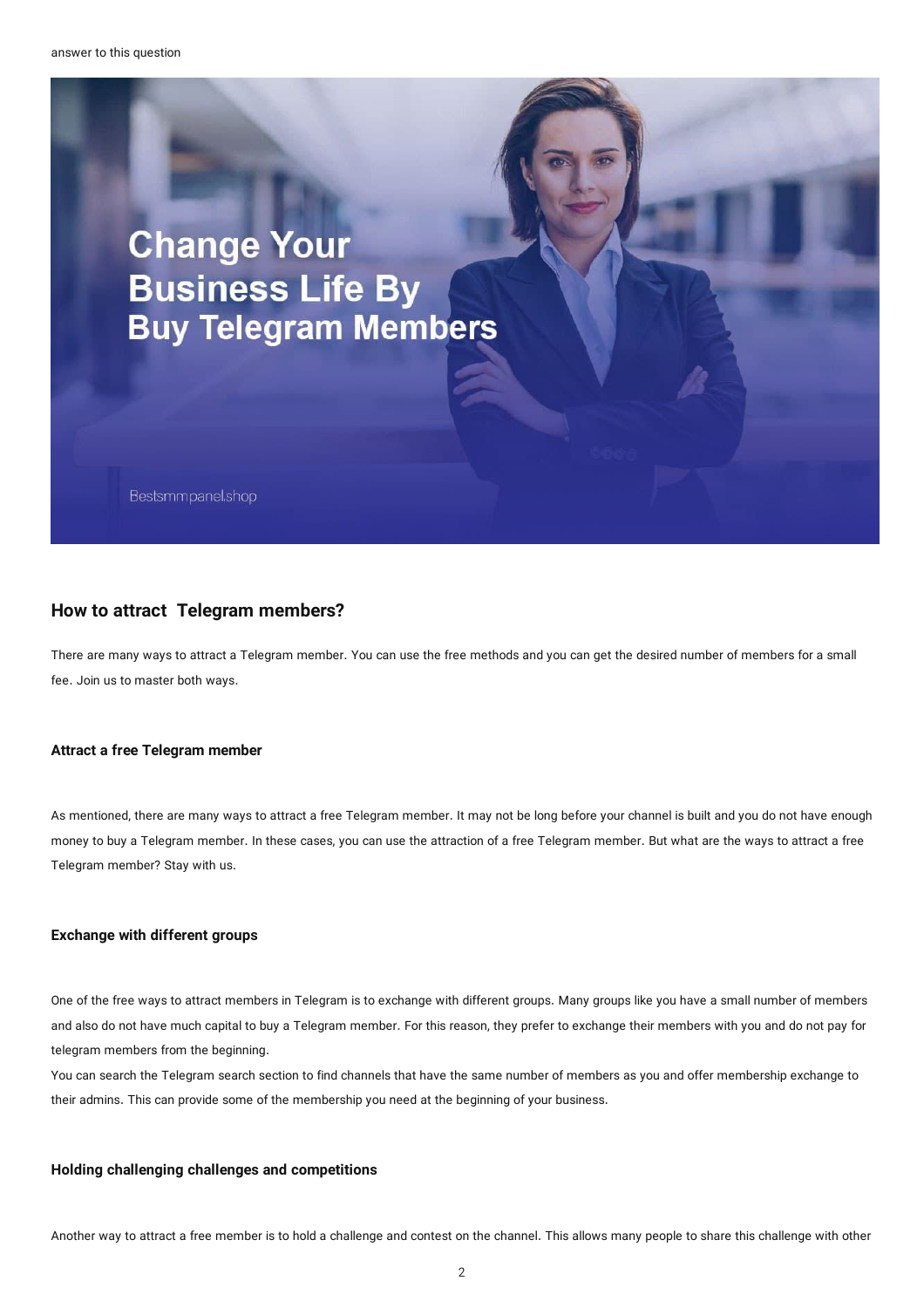answer to this question

# Change Your Business Life By Buy Telegram Members

Bestsmmpanel.shop

## How to attract Telegram members?

There are many ways to attract a Telegram member. You can use the free methods and you can get the desired number of members for a small fee. Join us to master both ways.

### Attract a free Telegram member

As mentioned, there are many ways to attract a free Telegram member. It may not be long before your channel is built and you do not have enough money to buy a Telegram member. In these cases, you can use the attraction of a free Telegram member. But what are the ways to attract a free Telegram member? Stay with us.

### Exchange with different groups

One of the free ways to attract members in Telegram is to exchange with different groups. Many groups like you have a small number of members and also do not have much capital to buy a Telegram member. For this reason, they prefer to exchange their members with you and do not pay for telegram members from the beginning.

You can search the Telegram search section to find channels that have the same number of members as you and offer membership exchange to their admins. This can provide some of the membership you need at the beginning of your business.

### Holding challenging challenges and competitions

Another way to attract a free member is to hold a challenge and contest on the channel. This allows many people to share this challenge with other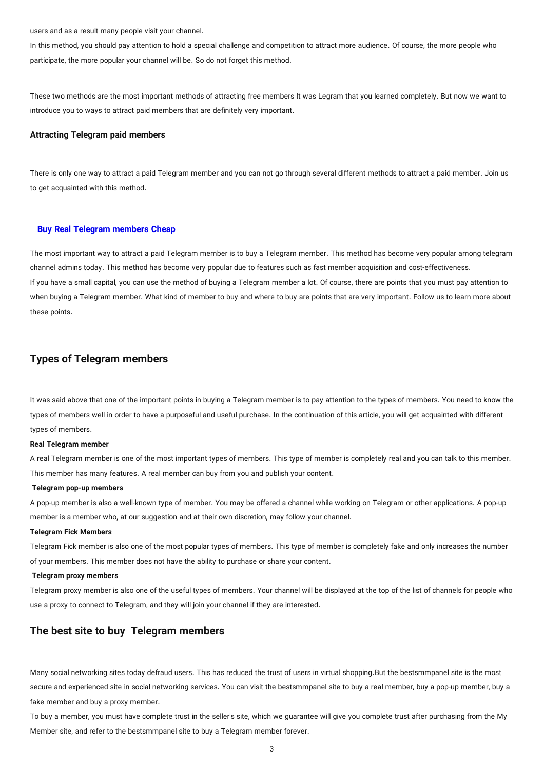users and as a result many people visit your channel.

In this method, you should pay attention to hold a special challenge and competition to attract more audience. Of course, the more people who participate, the more popular your channel will be. So do not forget this method.

These two methods are the most important methods of attracting free members It was Legram that you learned completely. But now we want to introduce you to ways to attract paid members that are definitely very important.

**Attracting Telegram paid members**

There is only one way to attract a paid Telegram member and you can not go through several different methods to attract a paid member. Join us to get acquainted with this method.

**Buy Real Telegram members Cheap**

The most important way to attract a paid Telegram member is to buy a Telegram member. This method has become very popular among telegram channel admins today. This method has become very popular due to features such as fast member acquisition and cost-effectiveness.

If you have a small capital, you can use the method of buying a Telegram member a lot. Of course, there are points that you must pay attention to when buying a Telegram member. What kind of member to buy and where to buy are points that are very important. Follow us to learn more about these points.

## Types of Telegram members

It was said above that one of the important points in buying a Telegram member is to pay attention to the types of members. You need to know the types of members well in order to have a purposeful and useful purchase. In the continuation of this article, you will get acquainted with different types of members.

**Real Telegram member**

A real Telegram member is one of the most important types of members. This type of member is completely real and you can talk to this member. This member has many features. A real member can buy from you and publish your content.

**Telegram pop-up members**

A pop-up member is also a well-known type of member. You may be offered a channel while working on Telegram or other applications. A pop-up member is a member who, at our suggestion and at their own discretion, may follow your channel.

**Telegram Fick Members**

Telegram Fick member is also one of the most popular types of members. This type of member is completely fake and only increases the number of your members. This member does not have the ability to purchase or share your content.

**Telegram proxy members**

Telegram proxy member is also one of the useful types of members. Your channel will be displayed at the top of the list of channels for people who use a proxy to connect to Telegram, and they will join your channel if they are interested.

## The best site to buy Telegram members

Many social networking sites today defraud users. This has reduced the trust of users in virtual shopping.But the bestsmmpanel site is the most secure and experienced site in social networking services. You can visit the bestsmmpanel site to buy a real member, buy a pop-up member, buy a fake member and buy a proxy member.

To buy a member, you must have complete trust in the seller's site, which we guarantee will give you complete trust after purchasing from the My Member site, and refer to the bestsmmpanel site to buy a Telegram member forever.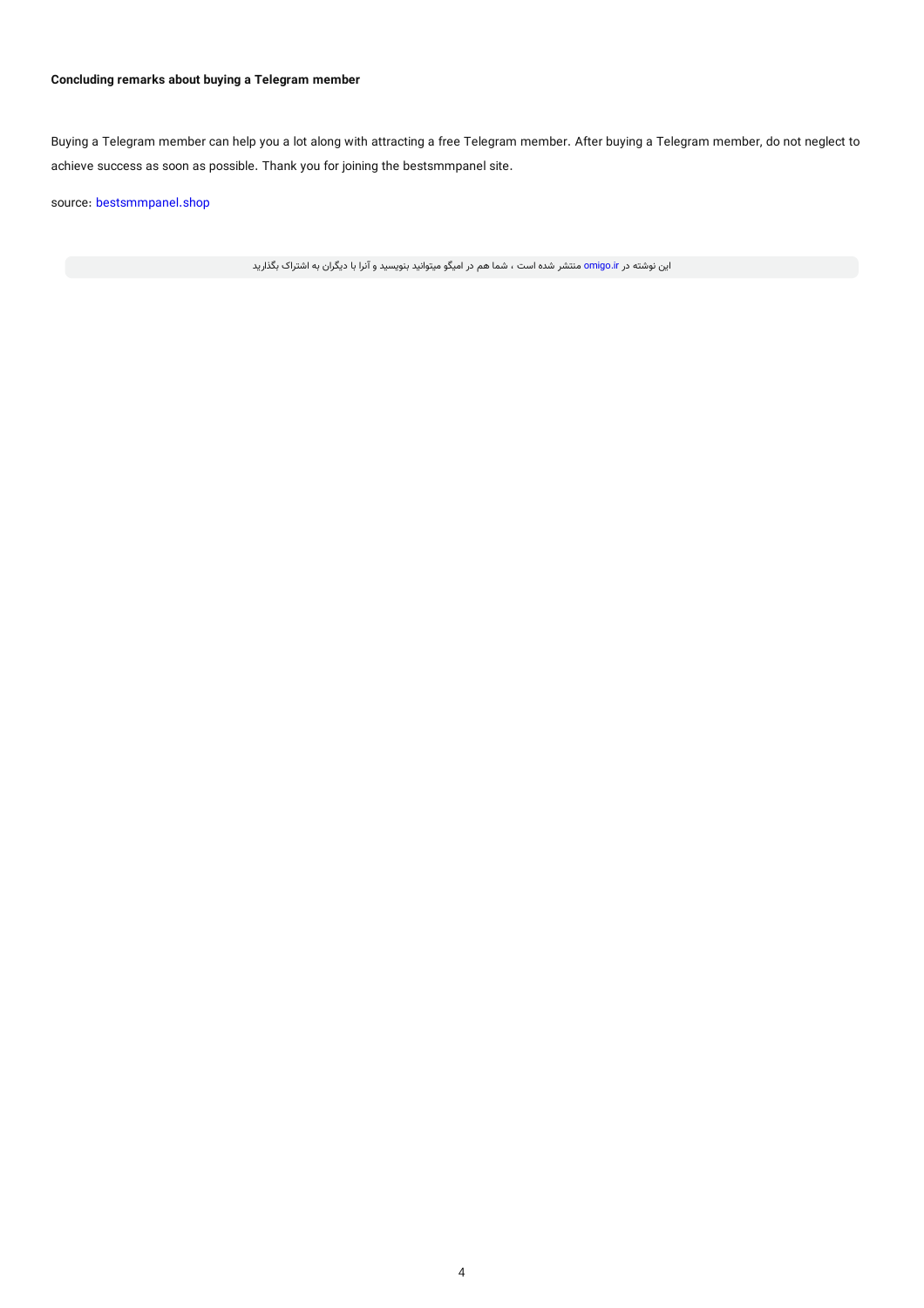#### Concluding remarks about buying a Telegram member

Buying a Telegram member can help you a lot along with attracting a free Telegram member. After buying a Telegram member, do not neglect to achieve success as soon as possible. Thank you for joining the bestsmmpanel site.

source: bestsmmpanel.shop

این نوشته در omigo.ir منتشر شده است ، شما هم در امیگو میتوانید بنویسید و آنرا با دیگران به اشتراک بگذارید